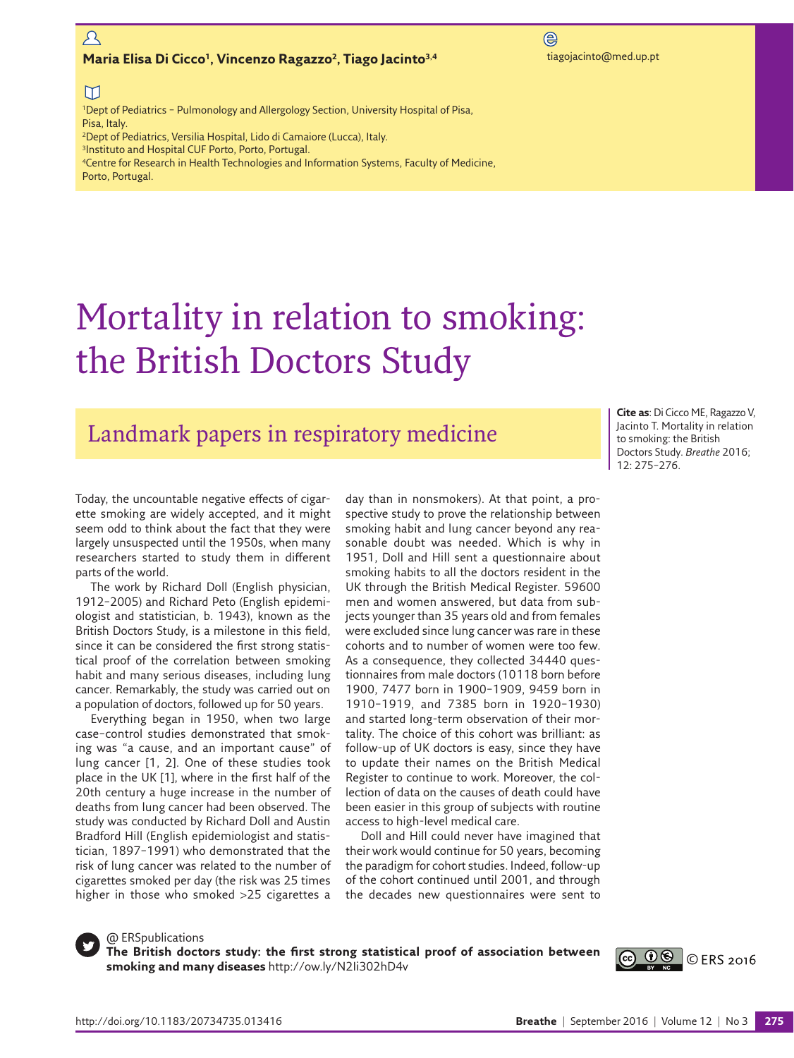**Maria Elisa Di Cicco[1], Vincenzo Ragazzo[2], Tiago Jacinto[3,4]**

tiagojacinto@med.up.pt

[1]Dept of Pediatrics – Pulmonology and Allergology Section, University Hospital of Pisa, Pisa, Italy.
[2]Dept of Pediatrics, Versilia Hospital, Lido di Camaiore (Lucca), Italy.
[3]Instituto and Hospital CUF Porto, Porto, Portugal.
[4]Centre for Research in Health Technologies and Information Systems, Faculty of Medicine, Porto, Portugal.

# Mortality in relation to smoking: the British Doctors Study

## Landmark papers in respiratory medicine

**Cite as**: Di Cicco ME, Ragazzo V, Jacinto T. Mortality in relation to smoking: the British Doctors Study. *Breathe* 2016; 12: 275–276.

Today, the uncountable negative effects of cigarette smoking are widely accepted, and it might seem odd to think about the fact that they were largely unsuspected until the 1950s, when many researchers started to study them in different parts of the world.

The work by Richard Doll (English physician, 1912–2005) and Richard Peto (English epidemiologist and statistician, b. 1943), known as the British Doctors Study, is a milestone in this field, since it can be considered the first strong statistical proof of the correlation between smoking habit and many serious diseases, including lung cancer. Remarkably, the study was carried out on a population of doctors, followed up for 50 years.

Everything began in 1950, when two large case–control studies demonstrated that smoking was "a cause, and an important cause" of lung cancer [1, 2]. One of these studies took place in the UK [1], where in the first half of the 20th century a huge increase in the number of deaths from lung cancer had been observed. The study was conducted by Richard Doll and Austin Bradford Hill (English epidemiologist and statistician, 1897–1991) who demonstrated that the risk of lung cancer was related to the number of cigarettes smoked per day (the risk was 25 times higher in those who smoked >25 cigarettes a day than in nonsmokers). At that point, a prospective study to prove the relationship between smoking habit and lung cancer beyond any reasonable doubt was needed. Which is why in 1951, Doll and Hill sent a questionnaire about smoking habits to all the doctors resident in the UK through the British Medical Register. 59600 men and women answered, but data from subjects younger than 35 years old and from females were excluded since lung cancer was rare in these cohorts and to number of women were too few. As a consequence, they collected 34440 questionnaires from male doctors (10118 born before 1900, 7477 born in 1900–1909, 9459 born in 1910–1919, and 7385 born in 1920–1930) and started long-term observation of their mortality. The choice of this cohort was brilliant: as follow-up of UK doctors is easy, since they have to update their names on the British Medical Register to continue to work. Moreover, the collection of data on the causes of death could have been easier in this group of subjects with routine access to high-level medical care.

Doll and Hill could never have imagined that their work would continue for 50 years, becoming the paradigm for cohort studies. Indeed, follow-up of the cohort continued until 2001, and through the decades new questionnaires were sent to

@ ERSpublications
**The British doctors study: the first strong statistical proof of association between smoking and many diseases** http://ow.ly/N2li302hD4v

© ERS 2016

http://doi.org/10.1183/20734735.013416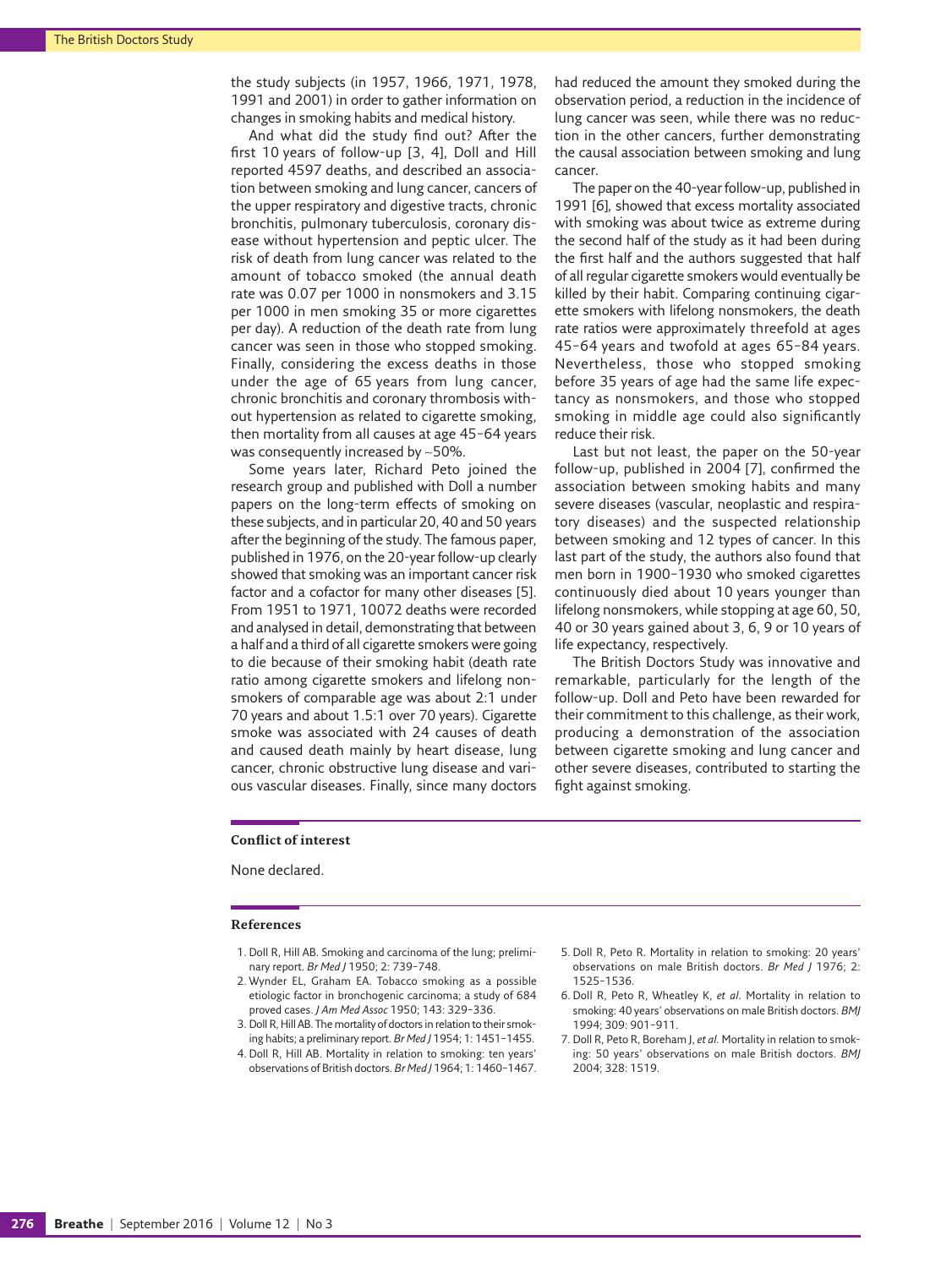the study subjects (in 1957, 1966, 1971, 1978, 1991 and 2001) in order to gather information on changes in smoking habits and medical history.

And what did the study find out? After the first 10 years of follow-up [3, 4], Doll and Hill reported 4597 deaths, and described an association between smoking and lung cancer, cancers of the upper respiratory and digestive tracts, chronic bronchitis, pulmonary tuberculosis, coronary disease without hypertension and peptic ulcer. The risk of death from lung cancer was related to the amount of tobacco smoked (the annual death rate was 0.07 per 1000 in nonsmokers and 3.15 per 1000 in men smoking 35 or more cigarettes per day). A reduction of the death rate from lung cancer was seen in those who stopped smoking. Finally, considering the excess deaths in those under the age of 65 years from lung cancer, chronic bronchitis and coronary thrombosis without hypertension as related to cigarette smoking, then mortality from all causes at age 45–64 years was consequently increased by ~50%.

Some years later, Richard Peto joined the research group and published with Doll a number papers on the long-term effects of smoking on these subjects, and in particular 20, 40 and 50 years after the beginning of the study. The famous paper, published in 1976, on the 20-year follow-up clearly showed that smoking was an important cancer risk factor and a cofactor for many other diseases [5]. From 1951 to 1971, 10072 deaths were recorded and analysed in detail, demonstrating that between a half and a third of all cigarette smokers were going to die because of their smoking habit (death rate ratio among cigarette smokers and lifelong nonsmokers of comparable age was about 2:1 under 70 years and about 1.5:1 over 70 years). Cigarette smoke was associated with 24 causes of death and caused death mainly by heart disease, lung cancer, chronic obstructive lung disease and various vascular diseases. Finally, since many doctors had reduced the amount they smoked during the observation period, a reduction in the incidence of lung cancer was seen, while there was no reduction in the other cancers, further demonstrating the causal association between smoking and lung cancer.

The paper on the 40-year follow-up, published in 1991 [6], showed that excess mortality associated with smoking was about twice as extreme during the second half of the study as it had been during the first half and the authors suggested that half of all regular cigarette smokers would eventually be killed by their habit. Comparing continuing cigarette smokers with lifelong nonsmokers, the death rate ratios were approximately threefold at ages 45–64 years and twofold at ages 65–84 years. Nevertheless, those who stopped smoking before 35 years of age had the same life expectancy as nonsmokers, and those who stopped smoking in middle age could also significantly reduce their risk.

Last but not least, the paper on the 50-year follow-up, published in 2004 [7], confirmed the association between smoking habits and many severe diseases (vascular, neoplastic and respiratory diseases) and the suspected relationship between smoking and 12 types of cancer. In this last part of the study, the authors also found that men born in 1900–1930 who smoked cigarettes continuously died about 10 years younger than lifelong nonsmokers, while stopping at age 60, 50, 40 or 30 years gained about 3, 6, 9 or 10 years of life expectancy, respectively.

The British Doctors Study was innovative and remarkable, particularly for the length of the follow-up. Doll and Peto have been rewarded for their commitment to this challenge, as their work, producing a demonstration of the association between cigarette smoking and lung cancer and other severe diseases, contributed to starting the fight against smoking.

### Conflict of interest

None declared.

### References

1. Doll R, Hill AB. Smoking and carcinoma of the lung; preliminary report. *Br Med J* 1950; 2: 739–748.
2. Wynder EL, Graham EA. Tobacco smoking as a possible etiologic factor in bronchogenic carcinoma; a study of 684 proved cases. *J Am Med Assoc* 1950; 143: 329–336.
3. Doll R, Hill AB. The mortality of doctors in relation to their smoking habits; a preliminary report. *Br Med J* 1954; 1: 1451–1455.
4. Doll R, Hill AB. Mortality in relation to smoking: ten years' observations of British doctors. *Br Med J* 1964; 1: 1460–1467.
5. Doll R, Peto R. Mortality in relation to smoking: 20 years' observations on male British doctors. *Br Med J* 1976; 2: 1525–1536.
6. Doll R, Peto R, Wheatley K, *et al*. Mortality in relation to smoking: 40 years' observations on male British doctors. *BMJ* 1994; 309: 901–911.
7. Doll R, Peto R, Boreham J, *et al*. Mortality in relation to smoking: 50 years' observations on male British doctors. *BMJ* 2004; 328: 1519.